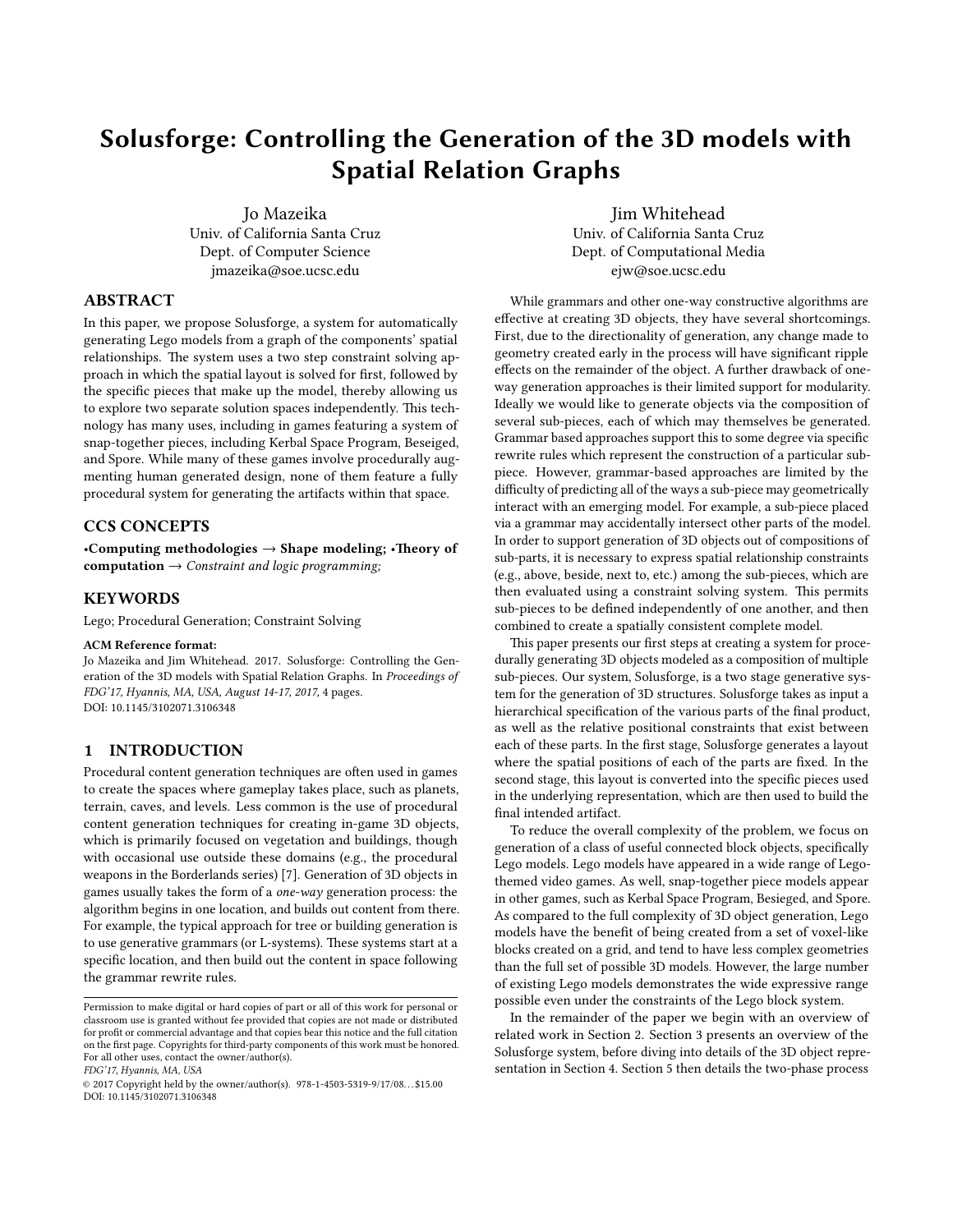# Solusforge: Controlling the Generation of the 3D models with Spatial Relation Graphs

Jo Mazeika
Univ. of California Santa Cruz
Dept. of Computer Science
jmazeika@soe.ucsc.edu

Jim Whitehead
Univ. of California Santa Cruz
Dept. of Computational Media
ejw@soe.ucsc.edu

## ABSTRACT

In this paper, we propose Solusforge, a system for automatically generating Lego models from a graph of the components' spatial relationships. The system uses a two step constraint solving approach in which the spatial layout is solved for first, followed by the specific pieces that make up the model, thereby allowing us to explore two separate solution spaces independently. This technology has many uses, including in games featuring a system of snap-together pieces, including Kerbal Space Program, Beseiged, and Spore. While many of these games involve procedurally augmenting human generated design, none of them feature a fully procedural system for generating the artifacts within that space.

## CCS CONCEPTS

•**Computing methodologies** → **Shape modeling;** •**Theory of computation** → *Constraint and logic programming;*

## KEYWORDS

Lego; Procedural Generation; Constraint Solving

**ACM Reference format:**
Jo Mazeika and Jim Whitehead. 2017. Solusforge: Controlling the Generation of the 3D models with Spatial Relation Graphs. In *Proceedings of FDG'17, Hyannis, MA, USA, August 14-17, 2017,* 4 pages.
DOI: 10.1145/3102071.3106348

## 1 INTRODUCTION

Procedural content generation techniques are often used in games to create the spaces where gameplay takes place, such as planets, terrain, caves, and levels. Less common is the use of procedural content generation techniques for creating in-game 3D objects, which is primarily focused on vegetation and buildings, though with occasional use outside these domains (e.g., the procedural weapons in the Borderlands series) [7]. Generation of 3D objects in games usually takes the form of a *one-way* generation process: the algorithm begins in one location, and builds out content from there. For example, the typical approach for tree or building generation is to use generative grammars (or L-systems). These systems start at a specific location, and then build out the content in space following the grammar rewrite rules.

Permission to make digital or hard copies of part or all of this work for personal or classroom use is granted without fee provided that copies are not made or distributed for profit or commercial advantage and that copies bear this notice and the full citation on the first page. Copyrights for third-party components of this work must be honored. For all other uses, contact the owner/author(s).
*FDG'17, Hyannis, MA, USA*
© 2017 Copyright held by the owner/author(s). 978-1-4503-5319-9/17/08...$15.00
DOI: 10.1145/3102071.3106348

While grammars and other one-way constructive algorithms are effective at creating 3D objects, they have several shortcomings. First, due to the directionality of generation, any change made to geometry created early in the process will have significant ripple effects on the remainder of the object. A further drawback of one-way generation approaches is their limited support for modularity. Ideally we would like to generate objects via the composition of several sub-pieces, each of which may themselves be generated. Grammar based approaches support this to some degree via specific rewrite rules which represent the construction of a particular sub-piece. However, grammar-based approaches are limited by the difficulty of predicting all of the ways a sub-piece may geometrically interact with an emerging model. For example, a sub-piece placed via a grammar may accidentally intersect other parts of the model. In order to support generation of 3D objects out of compositions of sub-parts, it is necessary to express spatial relationship constraints (e.g., above, beside, next to, etc.) among the sub-pieces, which are then evaluated using a constraint solving system. This permits sub-pieces to be defined independently of one another, and then combined to create a spatially consistent complete model.

This paper presents our first steps at creating a system for procedurally generating 3D objects modeled as a composition of multiple sub-pieces. Our system, Solusforge, is a two stage generative system for the generation of 3D structures. Solusforge takes as input a hierarchical specification of the various parts of the final product, as well as the relative positional constraints that exist between each of these parts. In the first stage, Solusforge generates a layout where the spatial positions of each of the parts are fixed. In the second stage, this layout is converted into the specific pieces used in the underlying representation, which are then used to build the final intended artifact.

To reduce the overall complexity of the problem, we focus on generation of a class of useful connected block objects, specifically Lego models. Lego models have appeared in a wide range of Lego-themed video games. As well, snap-together piece models appear in other games, such as Kerbal Space Program, Besieged, and Spore. As compared to the full complexity of 3D object generation, Lego models have the benefit of being created from a set of voxel-like blocks created on a grid, and tend to have less complex geometries than the full set of possible 3D models. However, the large number of existing Lego models demonstrates the wide expressive range possible even under the constraints of the Lego block system.

In the remainder of the paper we begin with an overview of related work in Section 2. Section 3 presents an overview of the Solusforge system, before diving into details of the 3D object representation in Section 4. Section 5 then details the two-phase process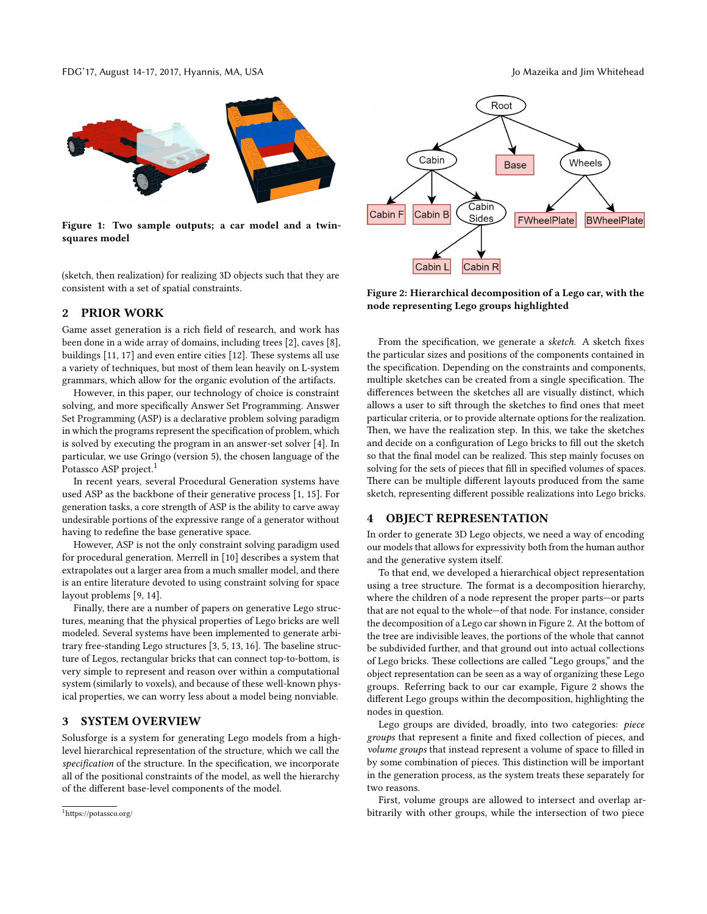Figure 1: Two sample outputs; a car model and a twin-squares model

(sketch, then realization) for realizing 3D objects such that they are consistent with a set of spatial constraints.

## 2 PRIOR WORK

Game asset generation is a rich field of research, and work has been done in a wide array of domains, including trees [2], caves [8], buildings [11, 17] and even entire cities [12]. These systems all use a variety of techniques, but most of them lean heavily on L-system grammars, which allow for the organic evolution of the artifacts.

However, in this paper, our technology of choice is constraint solving, and more specifically Answer Set Programming. Answer Set Programming (ASP) is a declarative problem solving paradigm in which the programs represent the specification of problem, which is solved by executing the program in an answer-set solver [4]. In particular, we use Gringo (version 5), the chosen language of the Potassco ASP project.[1]

In recent years, several Procedural Generation systems have used ASP as the backbone of their generative process [1, 15]. For generation tasks, a core strength of ASP is the ability to carve away undesirable portions of the expressive range of a generator without having to redefine the base generative space.

However, ASP is not the only constraint solving paradigm used for procedural generation. Merrell in [10] describes a system that extrapolates out a larger area from a much smaller model, and there is an entire literature devoted to using constraint solving for space layout problems [9, 14].

Finally, there are a number of papers on generative Lego structures, meaning that the physical properties of Lego bricks are well modeled. Several systems have been implemented to generate arbitrary free-standing Lego structures [3, 5, 13, 16]. The baseline structure of Legos, rectangular bricks that can connect top-to-bottom, is very simple to represent and reason over within a computational system (similarly to voxels), and because of these well-known physical properties, we can worry less about a model being nonviable.

## 3 SYSTEM OVERVIEW

Solusforge is a system for generating Lego models from a high-level hierarchical representation of the structure, which we call the *specification* of the structure. In the specification, we incorporate all of the positional constraints of the model, as well the hierarchy of the different base-level components of the model.

[1]https://potassco.org/

Root
Cabin
Base
Wheels
Cabin F
Cabin B
Cabin Sides
FWheelPlate
BWheelPlate
Cabin L
Cabin R

Figure 2: Hierarchical decomposition of a Lego car, with the node representing Lego groups highlighted

From the specification, we generate a *sketch*. A sketch fixes the particular sizes and positions of the components contained in the specification. Depending on the constraints and components, multiple sketches can be created from a single specification. The differences between the sketches all are visually distinct, which allows a user to sift through the sketches to find ones that meet particular criteria, or to provide alternate options for the realization. Then, we have the realization step. In this, we take the sketches and decide on a configuration of Lego bricks to fill out the sketch so that the final model can be realized. This step mainly focuses on solving for the sets of pieces that fill in specified volumes of spaces. There can be multiple different layouts produced from the same sketch, representing different possible realizations into Lego bricks.

## 4 OBJECT REPRESENTATION

In order to generate 3D Lego objects, we need a way of encoding our models that allows for expressivity both from the human author and the generative system itself.

To that end, we developed a hierarchical object representation using a tree structure. The format is a decomposition hierarchy, where the children of a node represent the proper parts—or parts that are not equal to the whole—of that node. For instance, consider the decomposition of a Lego car shown in Figure 2. At the bottom of the tree are indivisible leaves, the portions of the whole that cannot be subdivided further, and that ground out into actual collections of Lego bricks. These collections are called "Lego groups," and the object representation can be seen as a way of organizing these Lego groups. Referring back to our car example, Figure 2 shows the different Lego groups within the decomposition, highlighting the nodes in question.

Lego groups are divided, broadly, into two categories: *piece groups* that represent a finite and fixed collection of pieces, and *volume groups* that instead represent a volume of space to filled in by some combination of pieces. This distinction will be important in the generation process, as the system treats these separately for two reasons.

First, volume groups are allowed to intersect and overlap arbitrarily with other groups, while the intersection of two piece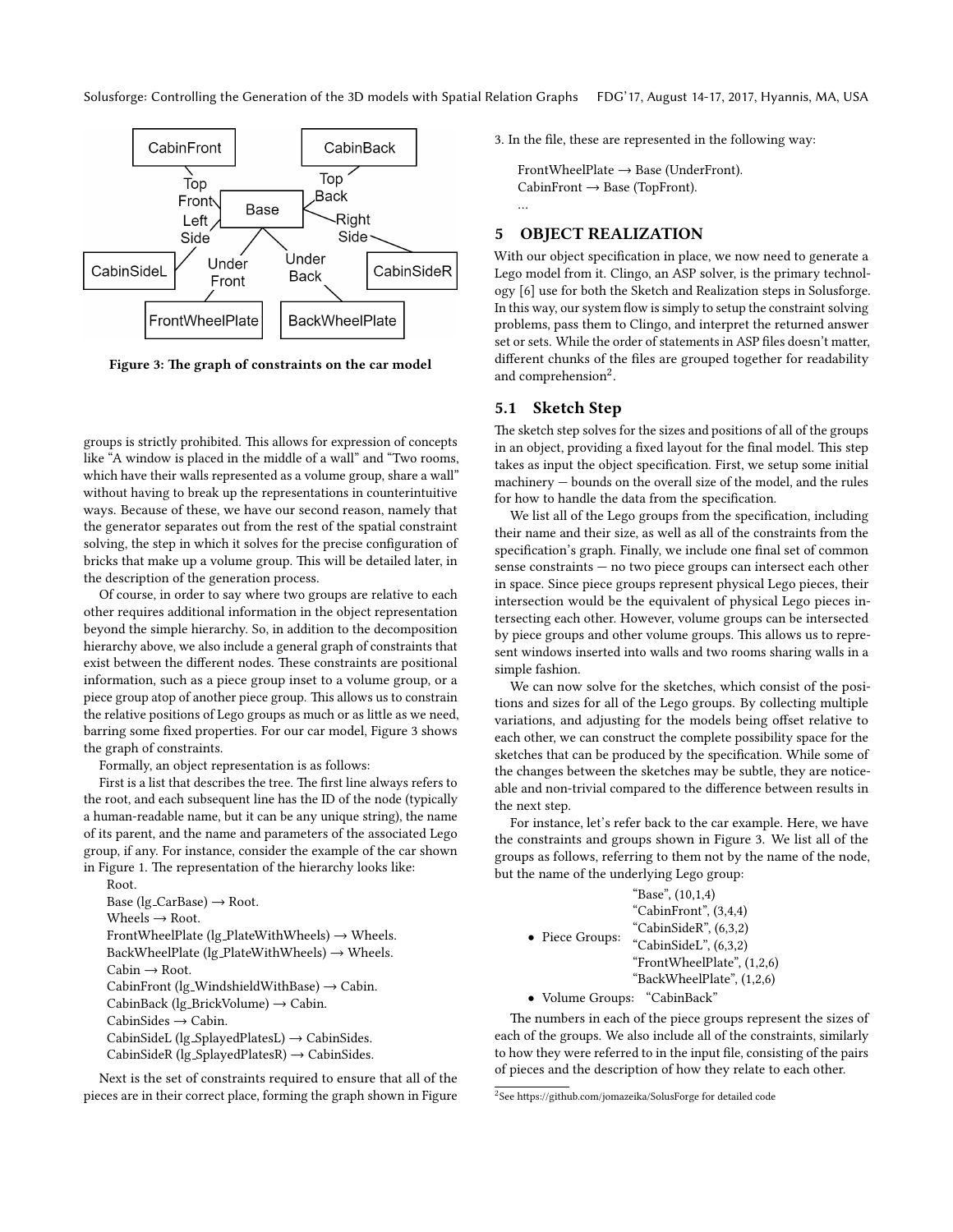CabinFront

CabinBack

Top Front

Top Back

Base

Left Side

Right Side

CabinSideL

Under Front

Under Back

CabinSideR

FrontWheelPlate

BackWheelPlate

**Figure 3: The graph of constraints on the car model**

groups is strictly prohibited. This allows for expression of concepts like "A window is placed in the middle of a wall" and "Two rooms, which have their walls represented as a volume group, share a wall" without having to break up the representations in counterintuitive ways. Because of these, we have our second reason, namely that the generator separates out from the rest of the spatial constraint solving, the step in which it solves for the precise configuration of bricks that make up a volume group. This will be detailed later, in the description of the generation process.

Of course, in order to say where two groups are relative to each other requires additional information in the object representation beyond the simple hierarchy. So, in addition to the decomposition hierarchy above, we also include a general graph of constraints that exist between the different nodes. These constraints are positional information, such as a piece group inset to a volume group, or a piece group atop of another piece group. This allows us to constrain the relative positions of Lego groups as much or as little as we need, barring some fixed properties. For our car model, Figure 3 shows the graph of constraints.

Formally, an object representation is as follows:

First is a list that describes the tree. The first line always refers to the root, and each subsequent line has the ID of the node (typically a human-readable name, but it can be any unique string), the name of its parent, and the name and parameters of the associated Lego group, if any. For instance, consider the example of the car shown in Figure 1. The representation of the hierarchy looks like:

Root.
Base (lg_CarBase) → Root.
Wheels → Root.
FrontWheelPlate (lg_PlateWithWheels) → Wheels.
BackWheelPlate (lg_PlateWithWheels) → Wheels.
Cabin → Root.
CabinFront (lg_WindshieldWithBase) → Cabin.
CabinBack (lg_BrickVolume) → Cabin.
CabinSides → Cabin.
CabinSideL (lg_SplayedPlatesL) → CabinSides.
CabinSideR (lg_SplayedPlatesR) → CabinSides.

Next is the set of constraints required to ensure that all of the pieces are in their correct place, forming the graph shown in Figure 3. In the file, these are represented in the following way:

FrontWheelPlate → Base (UnderFront).
CabinFront → Base (TopFront).
...

## 5 OBJECT REALIZATION

With our object specification in place, we now need to generate a Lego model from it. Clingo, an ASP solver, is the primary technology [6] use for both the Sketch and Realization steps in Solusforge. In this way, our system flow is simply to setup the constraint solving problems, pass them to Clingo, and interpret the returned answer set or sets. While the order of statements in ASP files doesn't matter, different chunks of the files are grouped together for readability and comprehension[2].

### 5.1 Sketch Step

The sketch step solves for the sizes and positions of all of the groups in an object, providing a fixed layout for the final model. This step takes as input the object specification. First, we setup some initial machinery — bounds on the overall size of the model, and the rules for how to handle the data from the specification.

We list all of the Lego groups from the specification, including their name and their size, as well as all of the constraints from the specification's graph. Finally, we include one final set of common sense constraints — no two piece groups can intersect each other in space. Since piece groups represent physical Lego pieces, their intersection would be the equivalent of physical Lego pieces intersecting each other. However, volume groups can be intersected by piece groups and other volume groups. This allows us to represent windows inserted into walls and two rooms sharing walls in a simple fashion.

We can now solve for the sketches, which consist of the positions and sizes for all of the Lego groups. By collecting multiple variations, and adjusting for the models being offset relative to each other, we can construct the complete possibility space for the sketches that can be produced by the specification. While some of the changes between the sketches may be subtle, they are noticeable and non-trivial compared to the difference between results in the next step.

For instance, let's refer back to the car example. Here, we have the constraints and groups shown in Figure 3. We list all of the groups as follows, referring to them not by the name of the node, but the name of the underlying Lego group:

- Piece Groups:
  "Base", (10,1,4)
  "CabinFront", (3,4,4)
  "CabinSideR", (6,3,2)
  "CabinSideL", (6,3,2)
  "FrontWheelPlate", (1,2,6)
  "BackWheelPlate", (1,2,6)
- Volume Groups: "CabinBack"

The numbers in each of the piece groups represent the sizes of each of the groups. We also include all of the constraints, similarly to how they were referred to in the input file, consisting of the pairs of pieces and the description of how they relate to each other.

[2] See https://github.com/jomazeika/SolusForge for detailed code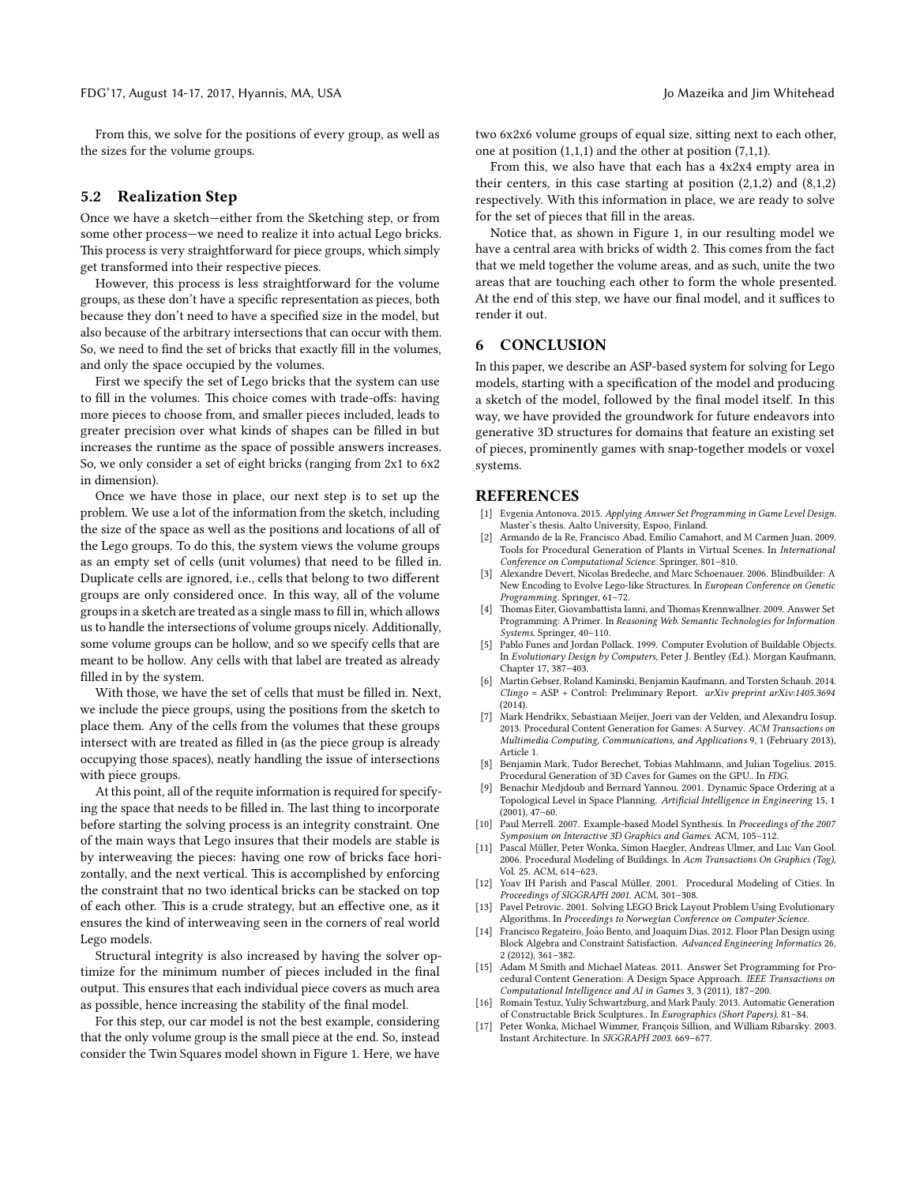From this, we solve for the positions of every group, as well as the sizes for the volume groups.

### 5.2 Realization Step

Once we have a sketch—either from the Sketching step, or from some other process—we need to realize it into actual Lego bricks. This process is very straightforward for piece groups, which simply get transformed into their respective pieces.

However, this process is less straightforward for the volume groups, as these don't have a specific representation as pieces, both because they don't need to have a specified size in the model, but also because of the arbitrary intersections that can occur with them. So, we need to find the set of bricks that exactly fill in the volumes, and only the space occupied by the volumes.

First we specify the set of Lego bricks that the system can use to fill in the volumes. This choice comes with trade-offs: having more pieces to choose from, and smaller pieces included, leads to greater precision over what kinds of shapes can be filled in but increases the runtime as the space of possible answers increases. So, we only consider a set of eight bricks (ranging from 2x1 to 6x2 in dimension).

Once we have those in place, our next step is to set up the problem. We use a lot of the information from the sketch, including the size of the space as well as the positions and locations of all of the Lego groups. To do this, the system views the volume groups as an empty set of cells (unit volumes) that need to be filled in. Duplicate cells are ignored, i.e., cells that belong to two different groups are only considered once. In this way, all of the volume groups in a sketch are treated as a single mass to fill in, which allows us to handle the intersections of volume groups nicely. Additionally, some volume groups can be hollow, and so we specify cells that are meant to be hollow. Any cells with that label are treated as already filled in by the system.

With those, we have the set of cells that must be filled in. Next, we include the piece groups, using the positions from the sketch to place them. Any of the cells from the volumes that these groups intersect with are treated as filled in (as the piece group is already occupying those spaces), neatly handling the issue of intersections with piece groups.

At this point, all of the requite information is required for specifying the space that needs to be filled in. The last thing to incorporate before starting the solving process is an integrity constraint. One of the main ways that Lego insures that their models are stable is by interweaving the pieces: having one row of bricks face horizontally, and the next vertical. This is accomplished by enforcing the constraint that no two identical bricks can be stacked on top of each other. This is a crude strategy, but an effective one, as it ensures the kind of interweaving seen in the corners of real world Lego models.

Structural integrity is also increased by having the solver optimize for the minimum number of pieces included in the final output. This ensures that each individual piece covers as much area as possible, hence increasing the stability of the final model.

For this step, our car model is not the best example, considering that the only volume group is the small piece at the end. So, instead consider the Twin Squares model shown in Figure 1. Here, we have two 6x2x6 volume groups of equal size, sitting next to each other, one at position (1,1,1) and the other at position (7,1,1).

From this, we also have that each has a 4x2x4 empty area in their centers, in this case starting at position (2,1,2) and (8,1,2) respectively. With this information in place, we are ready to solve for the set of pieces that fill in the areas.

Notice that, as shown in Figure 1, in our resulting model we have a central area with bricks of width 2. This comes from the fact that we meld together the volume areas, and as such, unite the two areas that are touching each other to form the whole presented. At the end of this step, we have our final model, and it suffices to render it out.

## 6 CONCLUSION

In this paper, we describe an ASP-based system for solving for Lego models, starting with a specification of the model and producing a sketch of the model, followed by the final model itself. In this way, we have provided the groundwork for future endeavors into generative 3D structures for domains that feature an existing set of pieces, prominently games with snap-together models or voxel systems.

## REFERENCES

- [1] Evgenia Antonova. 2015. *Applying Answer Set Programming in Game Level Design.* Master's thesis. Aalto University, Espoo, Finland.
- [2] Armando de la Re, Francisco Abad, Emilio Camahort, and M Carmen Juan. 2009. Tools for Procedural Generation of Plants in Virtual Scenes. In *International Conference on Computational Science*. Springer, 801–810.
- [3] Alexandre Devert, Nicolas Bredeche, and Marc Schoenauer. 2006. Blindbuilder: A New Encoding to Evolve Lego-like Structures. In *European Conference on Genetic Programming*. Springer, 61–72.
- [4] Thomas Eiter, Giovambattista Ianni, and Thomas Krennwallner. 2009. Answer Set Programming: A Primer. In *Reasoning Web. Semantic Technologies for Information Systems*. Springer, 40–110.
- [5] Pablo Funes and Jordan Pollack. 1999. Computer Evolution of Buildable Objects. In *Evolutionary Design by Computers*, Peter J. Bentley (Ed.). Morgan Kaufmann, Chapter 17, 387–403.
- [6] Martin Gebser, Roland Kaminski, Benjamin Kaufmann, and Torsten Schaub. 2014. *Clingo = ASP + Control: Preliminary Report. arXiv preprint arXiv:1405.3694* (2014).
- [7] Mark Hendrikx, Sebastiaan Meijer, Joeri van der Velden, and Alexandru Iosup. 2013. Procedural Content Generation for Games: A Survey. *ACM Transactions on Multimedia Computing, Communications, and Applications* 9, 1 (February 2013), Article 1.
- [8] Benjamin Mark, Tudor Berechet, Tobias Mahlmann, and Julian Togelius. 2015. Procedural Generation of 3D Caves for Games on the GPU.. In *FDG*.
- [9] Benachir Medjdoub and Bernard Yannou. 2001. Dynamic Space Ordering at a Topological Level in Space Planning. *Artificial Intelligence in Engineering* 15, 1 (2001), 47–60.
- [10] Paul Merrell. 2007. Example-based Model Synthesis. In *Proceedings of the 2007 Symposium on Interactive 3D Graphics and Games*. ACM, 105–112.
- [11] Pascal Müller, Peter Wonka, Simon Haegler, Andreas Ulmer, and Luc Van Gool. 2006. Procedural Modeling of Buildings. In *Acm Transactions On Graphics (Tog)*, Vol. 25. ACM, 614–623.
- [12] Yoav IH Parish and Pascal Müller. 2001. Procedural Modeling of Cities. In *Proceedings of SIGGRAPH 2001*. ACM, 301–308.
- [13] Pavel Petrovic. 2001. Solving LEGO Brick Layout Problem Using Evolutionary Algorithms. In *Proceedings to Norwegian Conference on Computer Science*.
- [14] Francisco Regateiro, João Bento, and Joaquim Dias. 2012. Floor Plan Design using Block Algebra and Constraint Satisfaction. *Advanced Engineering Informatics* 26, 2 (2012), 361–382.
- [15] Adam M Smith and Michael Mateas. 2011. Answer Set Programming for Procedural Content Generation: A Design Space Approach. *IEEE Transactions on Computational Intelligence and AI in Games* 3, 3 (2011), 187–200.
- [16] Romain Testuz, Yuliy Schwartzburg, and Mark Pauly. 2013. Automatic Generation of Constructable Brick Sculptures.. In *Eurographics (Short Papers)*. 81–84.
- [17] Peter Wonka, Michael Wimmer, François Sillion, and William Ribarsky. 2003. Instant Architecture. In *SIGGRAPH 2003*. 669–677.